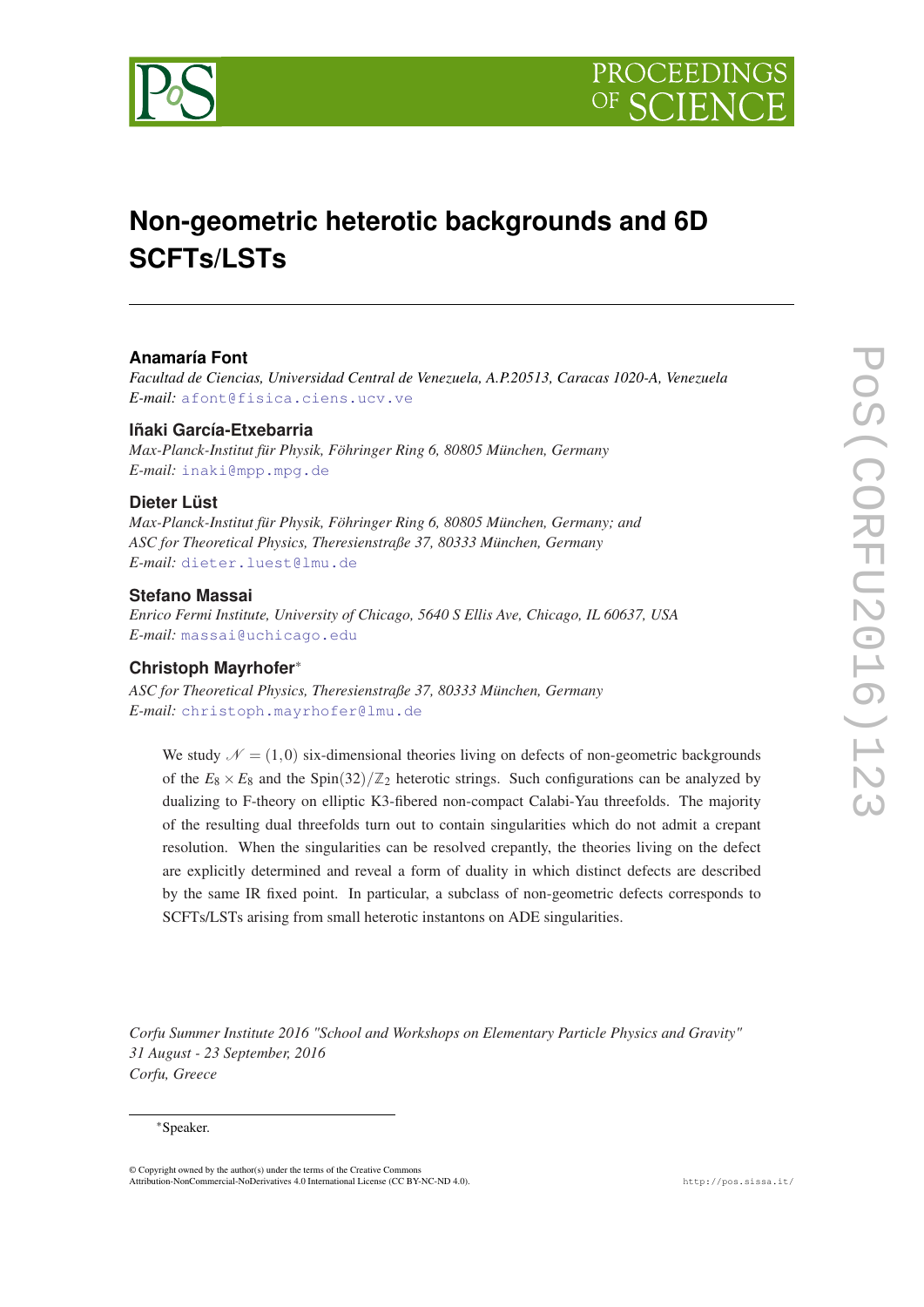# Non-geometric heterotic backgrounds and 6D SCFTs/LSTs

**Anamaría Font**

*Facultad de Ciencias, Universidad Central de Venezuela, A.P.20513, Caracas 1020-A, Venezuela*
*E-mail:* afont@fisica.ciens.ucv.ve

**Iñaki García-Etxebarria**

*Max-Planck-Institut für Physik, Föhringer Ring 6, 80805 München, Germany*
*E-mail:* inaki@mpp.mpg.de

**Dieter Lüst**

*Max-Planck-Institut für Physik, Föhringer Ring 6, 80805 München, Germany; and*
*ASC for Theoretical Physics, Theresienstraße 37, 80333 München, Germany*
*E-mail:* dieter.luest@lmu.de

**Stefano Massai**

*Enrico Fermi Institute, University of Chicago, 5640 S Ellis Ave, Chicago, IL 60637, USA*
*E-mail:* massai@uchicago.edu

**Christoph Mayrhofer***

*ASC for Theoretical Physics, Theresienstraße 37, 80333 München, Germany*
*E-mail:* christoph.mayrhofer@lmu.de

We study $\mathcal{N} = (1,0)$ six-dimensional theories living on defects of non-geometric backgrounds of the $E_8 \times E_8$ and the $\mathrm{Spin}(32)/\mathbb{Z}_2$ heterotic strings. Such configurations can be analyzed by dualizing to F-theory on elliptic K3-fibered non-compact Calabi-Yau threefolds. The majority of the resulting dual threefolds turn out to contain singularities which do not admit a crepant resolution. When the singularities can be resolved crepantly, the theories living on the defect are explicitly determined and reveal a form of duality in which distinct defects are described by the same IR fixed point. In particular, a subclass of non-geometric defects corresponds to SCFTs/LSTs arising from small heterotic instantons on ADE singularities.

*Corfu Summer Institute 2016 "School and Workshops on Elementary Particle Physics and Gravity"*
*31 August - 23 September, 2016*
*Corfu, Greece*

*Speaker.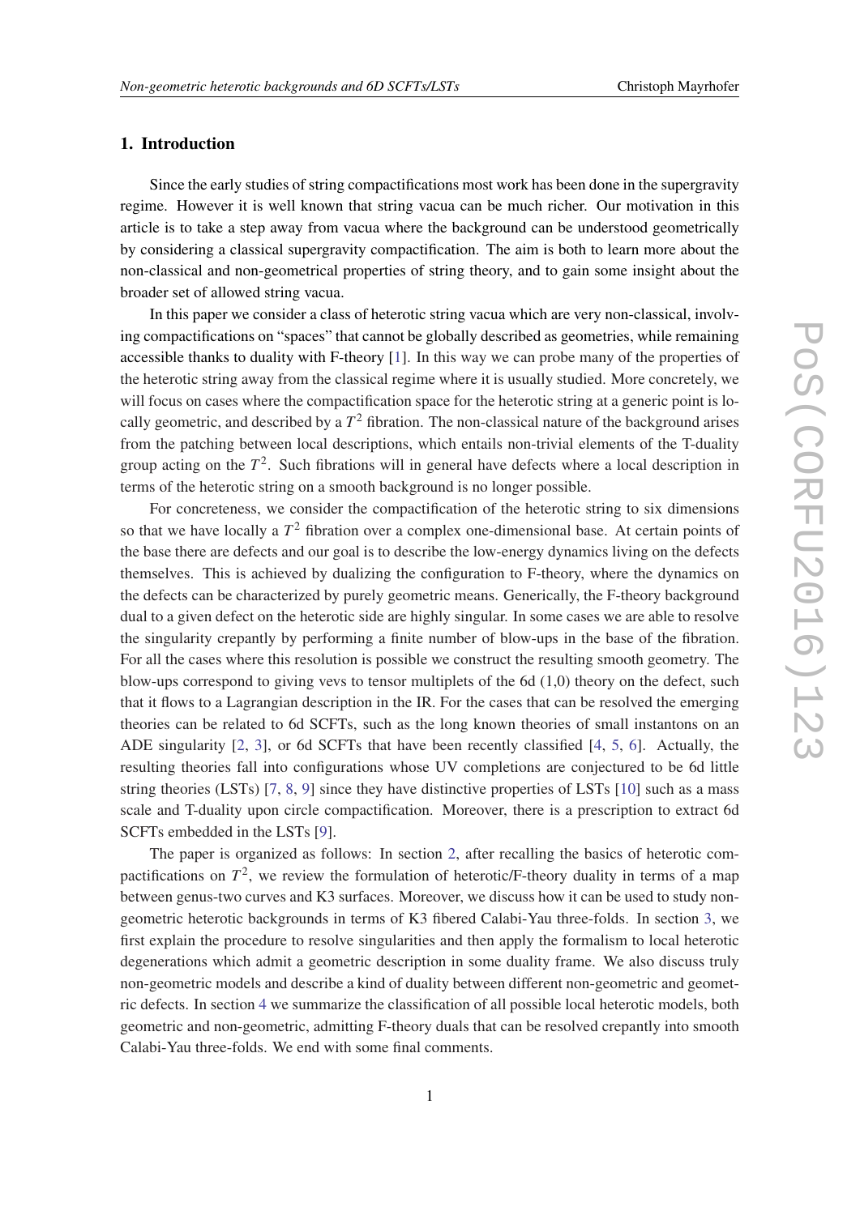## 1. Introduction

Since the early studies of string compactifications most work has been done in the supergravity regime. However it is well known that string vacua can be much richer. Our motivation in this article is to take a step away from vacua where the background can be understood geometrically by considering a classical supergravity compactification. The aim is both to learn more about the non-classical and non-geometrical properties of string theory, and to gain some insight about the broader set of allowed string vacua.

In this paper we consider a class of heterotic string vacua which are very non-classical, involving compactifications on "spaces" that cannot be globally described as geometries, while remaining accessible thanks to duality with F-theory [1]. In this way we can probe many of the properties of the heterotic string away from the classical regime where it is usually studied. More concretely, we will focus on cases where the compactification space for the heterotic string at a generic point is locally geometric, and described by a $T^2$ fibration. The non-classical nature of the background arises from the patching between local descriptions, which entails non-trivial elements of the T-duality group acting on the $T^2$. Such fibrations will in general have defects where a local description in terms of the heterotic string on a smooth background is no longer possible.

For concreteness, we consider the compactification of the heterotic string to six dimensions so that we have locally a $T^2$ fibration over a complex one-dimensional base. At certain points of the base there are defects and our goal is to describe the low-energy dynamics living on the defects themselves. This is achieved by dualizing the configuration to F-theory, where the dynamics on the defects can be characterized by purely geometric means. Generically, the F-theory background dual to a given defect on the heterotic side are highly singular. In some cases we are able to resolve the singularity crepantly by performing a finite number of blow-ups in the base of the fibration. For all the cases where this resolution is possible we construct the resulting smooth geometry. The blow-ups correspond to giving vevs to tensor multiplets of the 6d (1,0) theory on the defect, such that it flows to a Lagrangian description in the IR. For the cases that can be resolved the emerging theories can be related to 6d SCFTs, such as the long known theories of small instantons on an ADE singularity [2, 3], or 6d SCFTs that have been recently classified [4, 5, 6]. Actually, the resulting theories fall into configurations whose UV completions are conjectured to be 6d little string theories (LSTs) [7, 8, 9] since they have distinctive properties of LSTs [10] such as a mass scale and T-duality upon circle compactification. Moreover, there is a prescription to extract 6d SCFTs embedded in the LSTs [9].

The paper is organized as follows: In section 2, after recalling the basics of heterotic compactifications on $T^2$, we review the formulation of heterotic/F-theory duality in terms of a map between genus-two curves and K3 surfaces. Moreover, we discuss how it can be used to study non-geometric heterotic backgrounds in terms of K3 fibered Calabi-Yau three-folds. In section 3, we first explain the procedure to resolve singularities and then apply the formalism to local heterotic degenerations which admit a geometric description in some duality frame. We also discuss truly non-geometric models and describe a kind of duality between different non-geometric and geometric defects. In section 4 we summarize the classification of all possible local heterotic models, both geometric and non-geometric, admitting F-theory duals that can be resolved crepantly into smooth Calabi-Yau three-folds. We end with some final comments.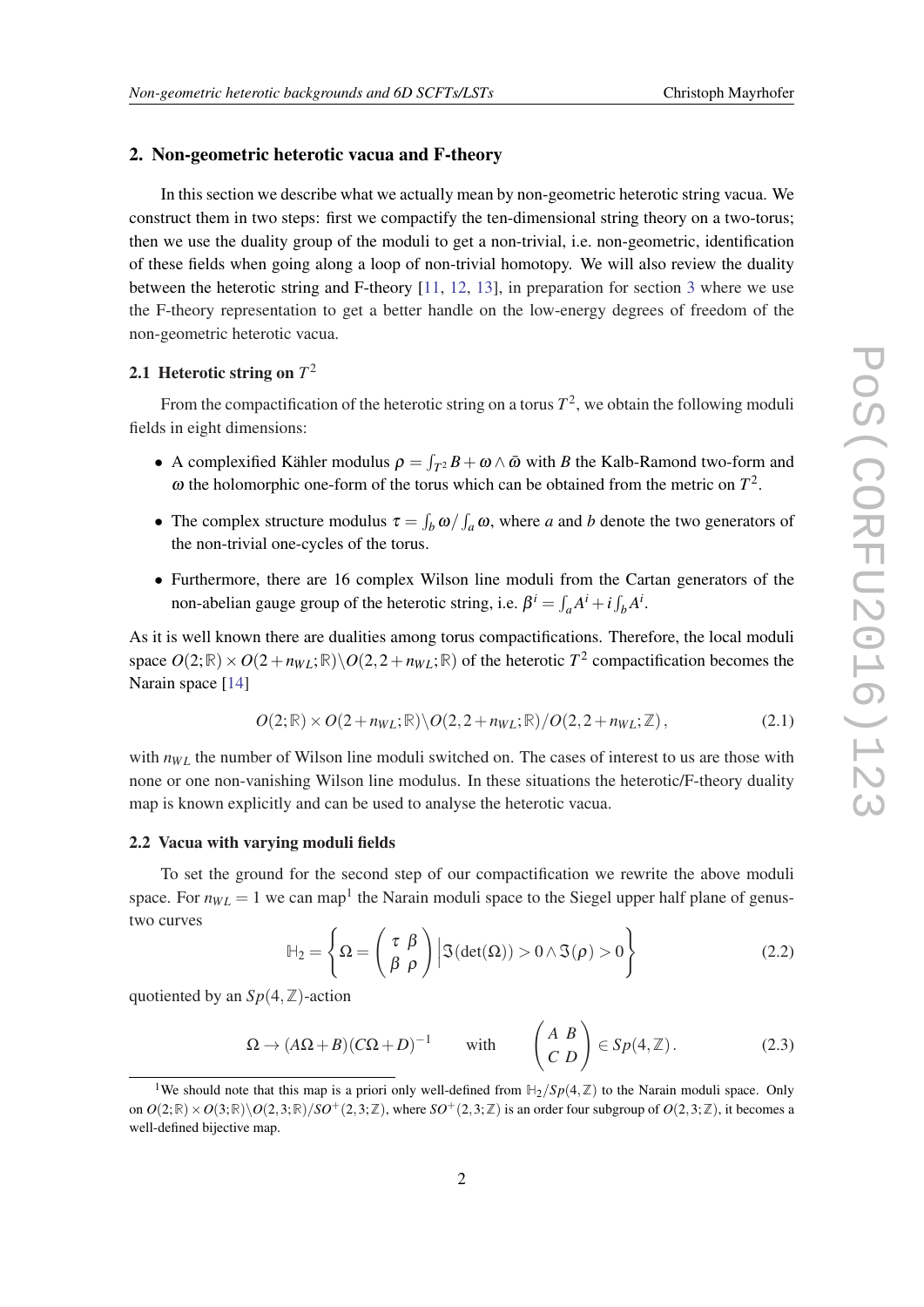## 2. Non-geometric heterotic vacua and F-theory

In this section we describe what we actually mean by non-geometric heterotic string vacua. We construct them in two steps: first we compactify the ten-dimensional string theory on a two-torus; then we use the duality group of the moduli to get a non-trivial, i.e. non-geometric, identification of these fields when going along a loop of non-trivial homotopy. We will also review the duality between the heterotic string and F-theory [11, 12, 13], in preparation for section 3 where we use the F-theory representation to get a better handle on the low-energy degrees of freedom of the non-geometric heterotic vacua.

### 2.1 Heterotic string on $T^2$

From the compactification of the heterotic string on a torus $T^2$, we obtain the following moduli fields in eight dimensions:

- A complexified Kähler modulus $\rho = \int_{T^2} B + \omega \wedge \bar{\omega}$ with $B$ the Kalb-Ramond two-form and $\omega$ the holomorphic one-form of the torus which can be obtained from the metric on $T^2$.
- The complex structure modulus $\tau = \int_b \omega / \int_a \omega$, where $a$ and $b$ denote the two generators of the non-trivial one-cycles of the torus.
- Furthermore, there are 16 complex Wilson line moduli from the Cartan generators of the non-abelian gauge group of the heterotic string, i.e. $\beta^i = \int_a A^i + i \int_b A^i$.

As it is well known there are dualities among torus compactifications. Therefore, the local moduli space $O(2;\mathbb{R}) \times O(2+n_{WL};\mathbb{R}) \backslash O(2,2+n_{WL};\mathbb{R})$ of the heterotic $T^2$ compactification becomes the Narain space [14]

$$O(2;\mathbb{R}) \times O(2+n_{WL};\mathbb{R}) \backslash O(2,2+n_{WL};\mathbb{R}) / O(2,2+n_{WL};\mathbb{Z}) , \tag{2.1}$$

with $n_{WL}$ the number of Wilson line moduli switched on. The cases of interest to us are those with none or one non-vanishing Wilson line modulus. In these situations the heterotic/F-theory duality map is known explicitly and can be used to analyse the heterotic vacua.

### 2.2 Vacua with varying moduli fields

To set the ground for the second step of our compactification we rewrite the above moduli space. For $n_{WL} = 1$ we can map[1] the Narain moduli space to the Siegel upper half plane of genus-two curves

$$\mathbb{H}_2 = \left\{ \Omega = \begin{pmatrix} \tau & \beta \\ \beta & \rho \end{pmatrix} \Big| \Im(\det(\Omega)) > 0 \wedge \Im(\rho) > 0 \right\} \tag{2.2}$$

quotiented by an $Sp(4,\mathbb{Z})$-action

$$\Omega \to (A\Omega + B)(C\Omega + D)^{-1} \qquad \text{with} \qquad \begin{pmatrix} A & B \\ C & D \end{pmatrix} \in Sp(4,\mathbb{Z}) . \tag{2.3}$$

[1] We should note that this map is a priori only well-defined from $\mathbb{H}_2 / Sp(4,\mathbb{Z})$ to the Narain moduli space. Only on $O(2;\mathbb{R}) \times O(3;\mathbb{R}) \backslash O(2,3;\mathbb{R}) / SO^+(2,3;\mathbb{Z})$, where $SO^+(2,3;\mathbb{Z})$ is an order four subgroup of $O(2,3;\mathbb{Z})$, it becomes a well-defined bijective map.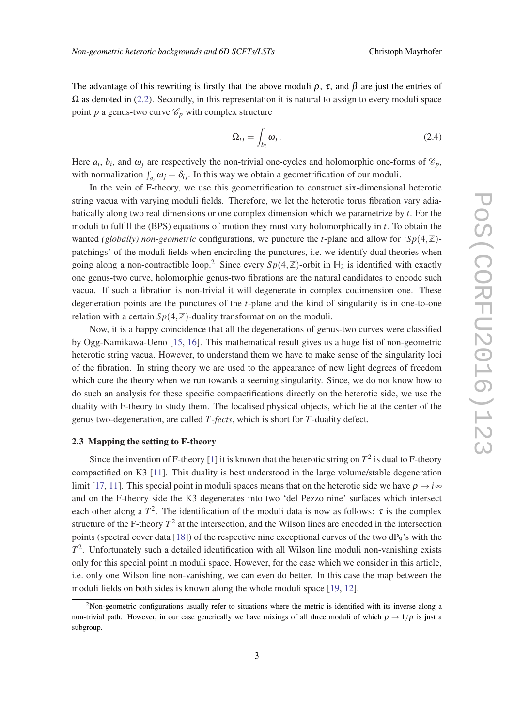The advantage of this rewriting is firstly that the above moduli $\rho$, $\tau$, and $\beta$ are just the entries of $\Omega$ as denoted in (2.2). Secondly, in this representation it is natural to assign to every moduli space point $p$ a genus-two curve $\mathscr{C}_p$ with complex structure

$$\Omega_{ij} = \int_{b_i} \omega_j \,. \tag{2.4}$$

Here $a_i$, $b_i$, and $\omega_j$ are respectively the non-trivial one-cycles and holomorphic one-forms of $\mathscr{C}_p$, with normalization $\int_{a_i} \omega_j = \delta_{ij}$. In this way we obtain a geometrification of our moduli.

In the vein of F-theory, we use this geometrification to construct six-dimensional heterotic string vacua with varying moduli fields. Therefore, we let the heterotic torus fibration vary adiabatically along two real dimensions or one complex dimension which we parametrize by $t$. For the moduli to fulfill the (BPS) equations of motion they must vary holomorphically in $t$. To obtain the wanted *(globally) non-geometric* configurations, we puncture the $t$-plane and allow for '$Sp(4,\mathbb{Z})$-patchings' of the moduli fields when encircling the punctures, i.e. we identify dual theories when going along a non-contractible loop.[2] Since every $Sp(4,\mathbb{Z})$-orbit in $\mathbb{H}_2$ is identified with exactly one genus-two curve, holomorphic genus-two fibrations are the natural candidates to encode such vacua. If such a fibration is non-trivial it will degenerate in complex codimension one. These degeneration points are the punctures of the $t$-plane and the kind of singularity is in one-to-one relation with a certain $Sp(4,\mathbb{Z})$-duality transformation on the moduli.

Now, it is a happy coincidence that all the degenerations of genus-two curves were classified by Ogg-Namikawa-Ueno [15, 16]. This mathematical result gives us a huge list of non-geometric heterotic string vacua. However, to understand them we have to make sense of the singularity loci of the fibration. In string theory we are used to the appearance of new light degrees of freedom which cure the theory when we run towards a seeming singularity. Since, we do not know how to do such an analysis for these specific compactifications directly on the heterotic side, we use the duality with F-theory to study them. The localised physical objects, which lie at the center of the genus two-degeneration, are called *$T$-fects*, which is short for $T$-duality defect.

### 2.3 Mapping the setting to F-theory

Since the invention of F-theory [1] it is known that the heterotic string on $T^2$ is dual to F-theory compactified on K3 [11]. This duality is best understood in the large volume/stable degeneration limit [17, 11]. This special point in moduli spaces means that on the heterotic side we have $\rho \to i\infty$ and on the F-theory side the K3 degenerates into two 'del Pezzo nine' surfaces which intersect each other along a $T^2$. The identification of the moduli data is now as follows: $\tau$ is the complex structure of the F-theory $T^2$ at the intersection, and the Wilson lines are encoded in the intersection points (spectral cover data [18]) of the respective nine exceptional curves of the two dP$_9$'s with the $T^2$. Unfortunately such a detailed identification with all Wilson line moduli non-vanishing exists only for this special point in moduli space. However, for the case which we consider in this article, i.e. only one Wilson line non-vanishing, we can even do better. In this case the map between the moduli fields on both sides is known along the whole moduli space [19, 12].

[2] Non-geometric configurations usually refer to situations where the metric is identified with its inverse along a non-trivial path. However, in our case generically we have mixings of all three moduli of which $\rho \to 1/\rho$ is just a subgroup.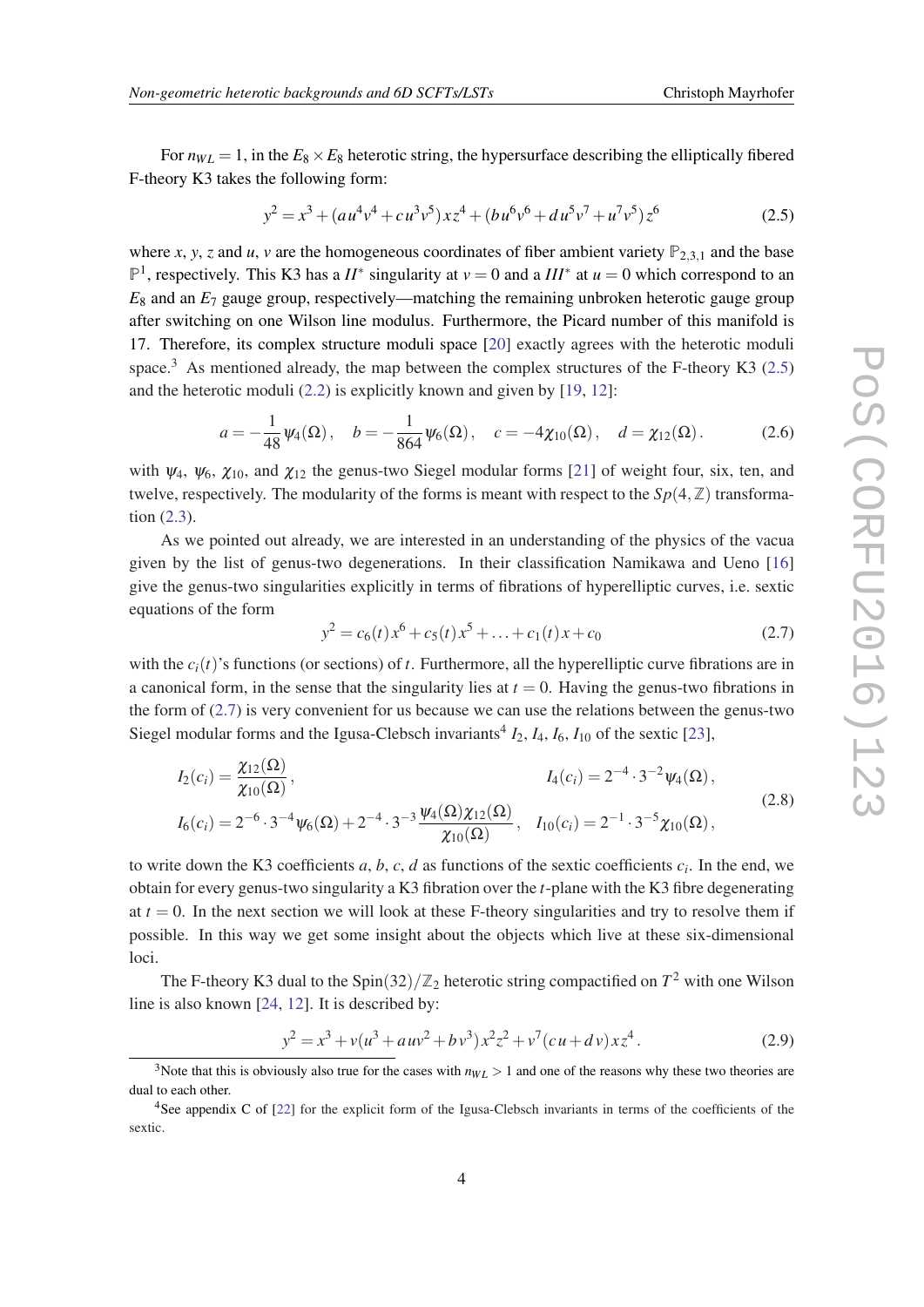For $n_{WL} = 1$, in the $E_8 \times E_8$ heterotic string, the hypersurface describing the elliptically fibered F-theory K3 takes the following form:

$$y^2 = x^3 + (a\,u^4 v^4 + c\,u^3 v^5)\,x z^4 + (b\,u^6 v^6 + d\,u^5 v^7 + u^7 v^5)\,z^6 \tag{2.5}$$

where $x$, $y$, $z$ and $u$, $v$ are the homogeneous coordinates of fiber ambient variety $\mathbb{P}_{2,3,1}$ and the base $\mathbb{P}^1$, respectively. This K3 has a $II^*$ singularity at $v = 0$ and a $III^*$ at $u = 0$ which correspond to an $E_8$ and an $E_7$ gauge group, respectively—matching the remaining unbroken heterotic gauge group after switching on one Wilson line modulus. Furthermore, the Picard number of this manifold is 17. Therefore, its complex structure moduli space [20] exactly agrees with the heterotic moduli space.[3] As mentioned already, the map between the complex structures of the F-theory K3 (2.5) and the heterotic moduli (2.2) is explicitly known and given by [19, 12]:

$$a = -\frac{1}{48}\psi_4(\Omega)\,, \quad b = -\frac{1}{864}\psi_6(\Omega)\,, \quad c = -4\chi_{10}(\Omega)\,, \quad d = \chi_{12}(\Omega)\,. \tag{2.6}$$

with $\psi_4$, $\psi_6$, $\chi_{10}$, and $\chi_{12}$ the genus-two Siegel modular forms [21] of weight four, six, ten, and twelve, respectively. The modularity of the forms is meant with respect to the $Sp(4,\mathbb{Z})$ transformation (2.3).

As we pointed out already, we are interested in an understanding of the physics of the vacua given by the list of genus-two degenerations. In their classification Namikawa and Ueno [16] give the genus-two singularities explicitly in terms of fibrations of hyperelliptic curves, i.e. sextic equations of the form

$$y^2 = c_6(t)\,x^6 + c_5(t)\,x^5 + \ldots + c_1(t)\,x + c_0 \tag{2.7}$$

with the $c_i(t)$'s functions (or sections) of $t$. Furthermore, all the hyperelliptic curve fibrations are in a canonical form, in the sense that the singularity lies at $t = 0$. Having the genus-two fibrations in the form of (2.7) is very convenient for us because we can use the relations between the genus-two Siegel modular forms and the Igusa-Clebsch invariants[4] $I_2$, $I_4$, $I_6$, $I_{10}$ of the sextic [23],

$$\begin{aligned}
I_2(c_i) &= \frac{\chi_{12}(\Omega)}{\chi_{10}(\Omega)}\,, & I_4(c_i) &= 2^{-4}\cdot 3^{-2}\psi_4(\Omega)\,, \\
I_6(c_i) &= 2^{-6}\cdot 3^{-4}\psi_6(\Omega) + 2^{-4}\cdot 3^{-3}\frac{\psi_4(\Omega)\chi_{12}(\Omega)}{\chi_{10}(\Omega)}\,, & I_{10}(c_i) &= 2^{-1}\cdot 3^{-5}\chi_{10}(\Omega)\,,
\end{aligned} \tag{2.8}$$

to write down the K3 coefficients $a$, $b$, $c$, $d$ as functions of the sextic coefficients $c_i$. In the end, we obtain for every genus-two singularity a K3 fibration over the $t$-plane with the K3 fibre degenerating at $t = 0$. In the next section we will look at these F-theory singularities and try to resolve them if possible. In this way we get some insight about the objects which live at these six-dimensional loci.

The F-theory K3 dual to the $\mathrm{Spin}(32)/\mathbb{Z}_2$ heterotic string compactified on $T^2$ with one Wilson line is also known [24, 12]. It is described by:

$$y^2 = x^3 + v(u^3 + a\,u v^2 + b\,v^3)\,x^2 z^2 + v^7(c\,u + d\,v)\,x z^4\,. \tag{2.9}$$

[3] Note that this is obviously also true for the cases with $n_{WL} > 1$ and one of the reasons why these two theories are dual to each other.

[4] See appendix C of [22] for the explicit form of the Igusa-Clebsch invariants in terms of the coefficients of the sextic.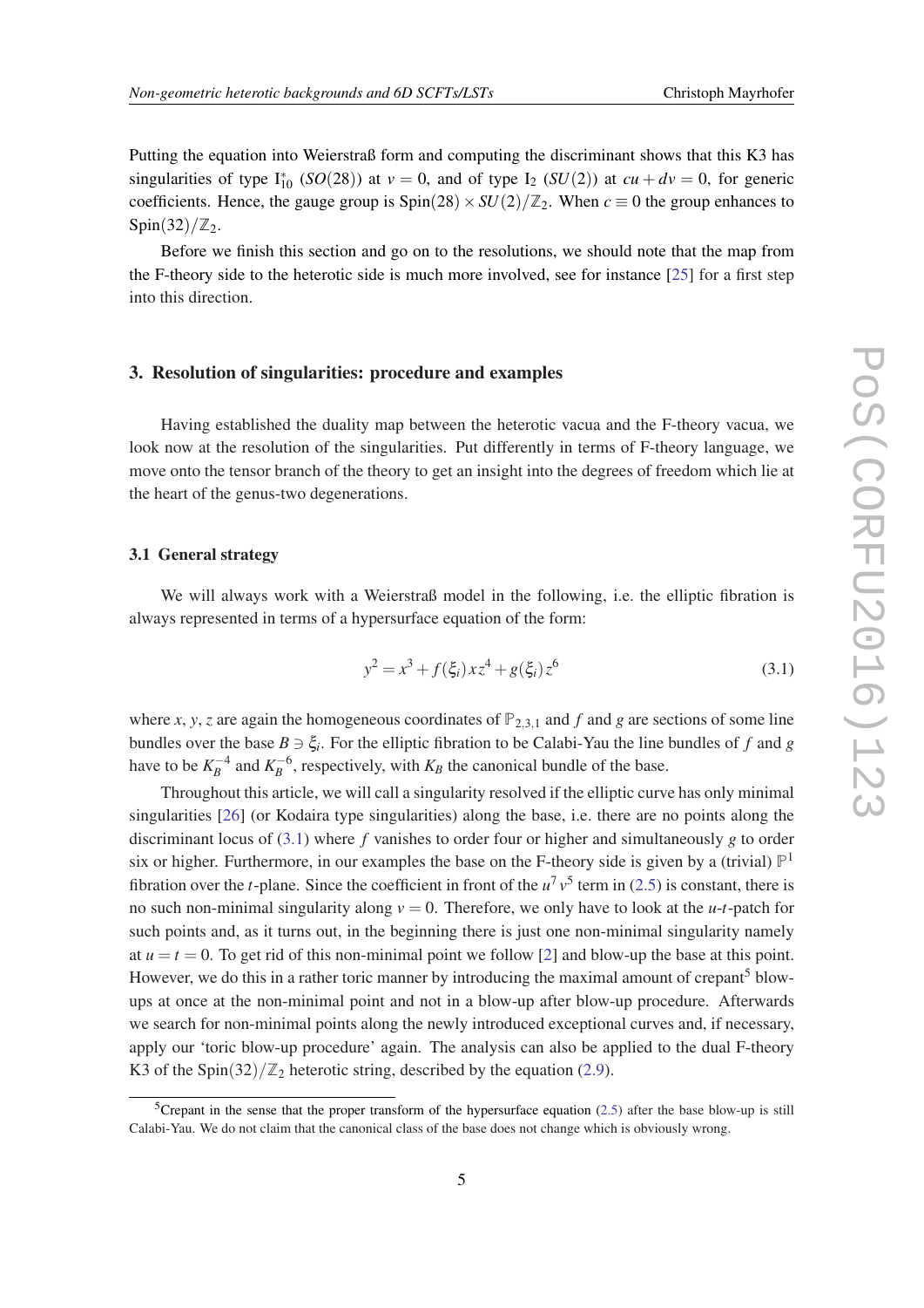Putting the equation into Weierstraß form and computing the discriminant shows that this K3 has singularities of type $I_{10}^*$ ($SO(28)$) at $v = 0$, and of type $I_2$ ($SU(2)$) at $cu + dv = 0$, for generic coefficients. Hence, the gauge group is $\mathrm{Spin}(28) \times SU(2)/\mathbb{Z}_2$. When $c \equiv 0$ the group enhances to $\mathrm{Spin}(32)/\mathbb{Z}_2$.

Before we finish this section and go on to the resolutions, we should note that the map from the F-theory side to the heterotic side is much more involved, see for instance [25] for a first step into this direction.

## 3. Resolution of singularities: procedure and examples

Having established the duality map between the heterotic vacua and the F-theory vacua, we look now at the resolution of the singularities. Put differently in terms of F-theory language, we move onto the tensor branch of the theory to get an insight into the degrees of freedom which lie at the heart of the genus-two degenerations.

### 3.1 General strategy

We will always work with a Weierstraß model in the following, i.e. the elliptic fibration is always represented in terms of a hypersurface equation of the form:

$$y^2 = x^3 + f(\xi_i)\,x z^4 + g(\xi_i)\,z^6 \tag{3.1}$$

where $x$, $y$, $z$ are again the homogeneous coordinates of $\mathbb{P}_{2,3,1}$ and $f$ and $g$ are sections of some line bundles over the base $B \ni \xi_i$. For the elliptic fibration to be Calabi-Yau the line bundles of $f$ and $g$ have to be $K_B^{-4}$ and $K_B^{-6}$, respectively, with $K_B$ the canonical bundle of the base.

Throughout this article, we will call a singularity resolved if the elliptic curve has only minimal singularities [26] (or Kodaira type singularities) along the base, i.e. there are no points along the discriminant locus of (3.1) where $f$ vanishes to order four or higher and simultaneously $g$ to order six or higher. Furthermore, in our examples the base on the F-theory side is given by a (trivial) $\mathbb{P}^1$ fibration over the $t$-plane. Since the coefficient in front of the $u^7 v^5$ term in (2.5) is constant, there is no such non-minimal singularity along $v = 0$. Therefore, we only have to look at the $u$-$t$-patch for such points and, as it turns out, in the beginning there is just one non-minimal singularity namely at $u = t = 0$. To get rid of this non-minimal point we follow [2] and blow-up the base at this point. However, we do this in a rather toric manner by introducing the maximal amount of crepant[5] blow-ups at once at the non-minimal point and not in a blow-up after blow-up procedure. Afterwards we search for non-minimal points along the newly introduced exceptional curves and, if necessary, apply our 'toric blow-up procedure' again. The analysis can also be applied to the dual F-theory K3 of the $\mathrm{Spin}(32)/\mathbb{Z}_2$ heterotic string, described by the equation (2.9).

[5] Crepant in the sense that the proper transform of the hypersurface equation (2.5) after the base blow-up is still Calabi-Yau. We do not claim that the canonical class of the base does not change which is obviously wrong.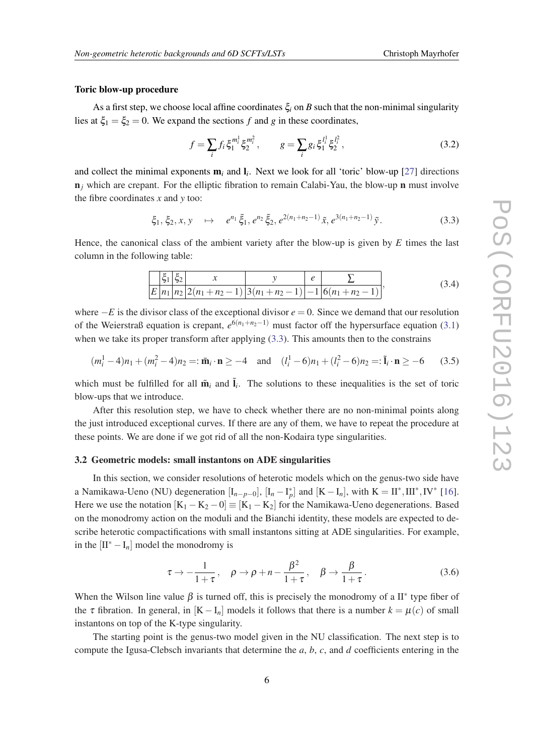#### Toric blow-up procedure

As a first step, we choose local affine coordinates $\xi_i$ on $B$ such that the non-minimal singularity lies at $\xi_1 = \xi_2 = 0$. We expand the sections $f$ and $g$ in these coordinates,

$$f = \sum_i f_i \, \xi_1^{m_i^1} \xi_2^{m_i^2}\,, \qquad g = \sum_i g_i \, \xi_1^{l_i^1} \xi_2^{l_i^2}\,, \tag{3.2}$$

and collect the minimal exponents $\mathbf{m}_i$ and $\mathbf{l}_i$. Next we look for all 'toric' blow-up [27] directions $\mathbf{n}_j$ which are crepant. For the elliptic fibration to remain Calabi-Yau, the blow-up $\mathbf{n}$ must involve the fibre coordinates $x$ and $y$ too:

$$\xi_1, \, \xi_2, \, x, \, y \quad \mapsto \quad e^{n_1}\, \tilde{\xi}_1, \, e^{n_2}\, \tilde{\xi}_2, \, e^{2(n_1+n_2-1)}\, \tilde{x}, \, e^{3(n_1+n_2-1)}\, \tilde{y}\,. \tag{3.3}$$

Hence, the canonical class of the ambient variety after the blow-up is given by $E$ times the last column in the following table:

$$\begin{array}{|c|c|c|c|c|c|c|} \hline & \xi_1 & \xi_2 & x & y & e & \sum \\ \hline E & n_1 & n_2 & 2(n_1+n_2-1) & 3(n_1+n_2-1) & -1 & 6(n_1+n_2-1) \\ \hline \end{array}\,, \tag{3.4}$$

where $-E$ is the divisor class of the exceptional divisor $e = 0$. Since we demand that our resolution of the Weierstraß equation is crepant, $e^{6(n_1+n_2-1)}$ must factor off the hypersurface equation (3.1) when we take its proper transform after applying (3.3). This amounts then to the constrains

$$(m_i^1 - 4)n_1 + (m_i^2 - 4)n_2 =: \tilde{\mathbf{m}}_i \cdot \mathbf{n} \geq -4 \quad \text{and} \quad (l_i^1 - 6)n_1 + (l_i^2 - 6)n_2 =: \tilde{\mathbf{l}}_i \cdot \mathbf{n} \geq -6 \tag{3.5}$$

which must be fulfilled for all $\tilde{\mathbf{m}}_i$ and $\tilde{\mathbf{l}}_i$. The solutions to these inequalities is the set of toric blow-ups that we introduce.

After this resolution step, we have to check whether there are no non-minimal points along the just introduced exceptional curves. If there are any of them, we have to repeat the procedure at these points. We are done if we got rid of all the non-Kodaira type singularities.

### 3.2 Geometric models: small instantons on ADE singularities

In this section, we consider resolutions of heterotic models which on the genus-two side have a Namikawa-Ueno (NU) degeneration $[\mathrm{I}_{n-p-0}]$, $[\mathrm{I}_n - \mathrm{I}_p^*]$ and $[\mathrm{K} - \mathrm{I}_n]$, with $\mathrm{K} = \mathrm{II}^*, \mathrm{III}^*, \mathrm{IV}^*$ [16]. Here we use the notation $[\mathrm{K}_1 - \mathrm{K}_2 - 0] \equiv [\mathrm{K}_1 - \mathrm{K}_2]$ for the Namikawa-Ueno degenerations. Based on the monodromy action on the moduli and the Bianchi identity, these models are expected to describe heterotic compactifications with small instantons sitting at ADE singularities. For example, in the $[\mathrm{II}^* - \mathrm{I}_n]$ model the monodromy is

$$\tau \to -\frac{1}{1+\tau}\,, \quad \rho \to \rho + n - \frac{\beta^2}{1+\tau}\,, \quad \beta \to \frac{\beta}{1+\tau}\,. \tag{3.6}$$

When the Wilson line value $\beta$ is turned off, this is precisely the monodromy of a $\mathrm{II}^*$ type fiber of the $\tau$ fibration. In general, in $[\mathrm{K} - \mathrm{I}_n]$ models it follows that there is a number $k = \mu(c)$ of small instantons on top of the K-type singularity.

The starting point is the genus-two model given in the NU classification. The next step is to compute the Igusa-Clebsch invariants that determine the $a$, $b$, $c$, and $d$ coefficients entering in the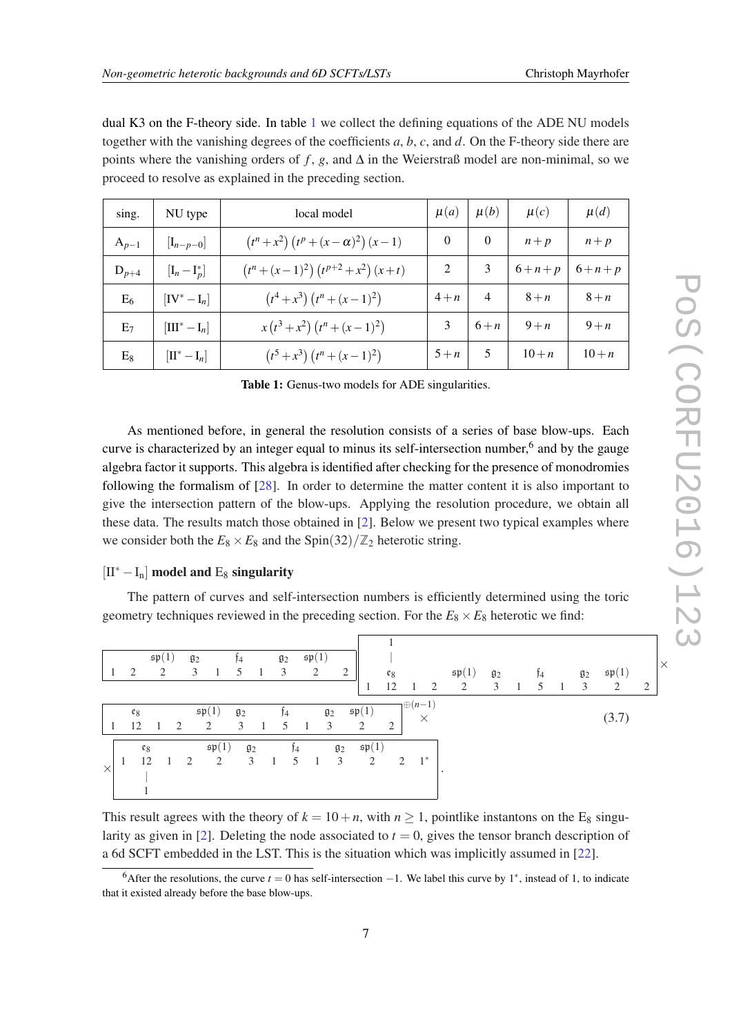dual K3 on the F-theory side. In table 1 we collect the defining equations of the ADE NU models together with the vanishing degrees of the coefficients $a$, $b$, $c$, and $d$. On the F-theory side there are points where the vanishing orders of $f$, $g$, and $\Delta$ in the Weierstraß model are non-minimal, so we proceed to resolve as explained in the preceding section.

| sing. | NU type | local model | $\mu(a)$ | $\mu(b)$ | $\mu(c)$ | $\mu(d)$ |
|---|---|---|---|---|---|---|
| $\mathrm{A}_{p-1}$ | $[\mathrm{I}_{n-p-0}]$ | $\left(t^n+x^2\right)\left(t^p+(x-\alpha)^2\right)(x-1)$ | 0 | 0 | $n+p$ | $n+p$ |
| $\mathrm{D}_{p+4}$ | $[\mathrm{I}_n-\mathrm{I}_p^*]$ | $\left(t^n+(x-1)^2\right)\left(t^{p+2}+x^2\right)(x+t)$ | 2 | 3 | $6+n+p$ | $6+n+p$ |
| $\mathrm{E}_6$ | $[\mathrm{IV}^*-\mathrm{I}_n]$ | $\left(t^4+x^3\right)\left(t^n+(x-1)^2\right)$ | $4+n$ | 4 | $8+n$ | $8+n$ |
| $\mathrm{E}_7$ | $[\mathrm{III}^*-\mathrm{I}_n]$ | $x\left(t^3+x^2\right)\left(t^n+(x-1)^2\right)$ | 3 | $6+n$ | $9+n$ | $9+n$ |
| $\mathrm{E}_8$ | $[\mathrm{II}^*-\mathrm{I}_n]$ | $\left(t^5+x^3\right)\left(t^n+(x-1)^2\right)$ | $5+n$ | 5 | $10+n$ | $10+n$ |

**Table 1:** Genus-two models for ADE singularities.

As mentioned before, in general the resolution consists of a series of base blow-ups. Each curve is characterized by an integer equal to minus its self-intersection number,[6] and by the gauge algebra factor it supports. This algebra is identified after checking for the presence of monodromies following the formalism of [28]. In order to determine the matter content it is also important to give the intersection pattern of the blow-ups. Applying the resolution procedure, we obtain all these data. The results match those obtained in [2]. Below we present two typical examples where we consider both the $E_8\times E_8$ and the $\mathrm{Spin}(32)/\mathbb{Z}_2$ heterotic string.

### $[\mathrm{II}^*-\mathrm{I_n}]$ model and $\mathrm{E}_8$ singularity

The pattern of curves and self-intersection numbers is efficiently determined using the toric geometry techniques reviewed in the preceding section. For the $E_8\times E_8$ heterotic we find:

$$
\begin{array}{l}
\boxed{1\;\;2\;\;\overset{\mathfrak{sp}(1)}{2}\;\;\overset{\mathfrak{g}_2}{3}\;\;1\;\;\overset{\mathfrak{f}_4}{5}\;\;1\;\;\overset{\mathfrak{g}_2}{3}\;\;\overset{\mathfrak{sp}(1)}{2}\;\;2}\;\boxed{1\;\;\underset{}{\overset{\overset{1}{|}}{\overset{\mathfrak{e}_8}{12}}}\;\;1\;\;2\;\;\overset{\mathfrak{sp}(1)}{2}\;\;\overset{\mathfrak{g}_2}{3}\;\;1\;\;\overset{\mathfrak{f}_4}{5}\;\;1\;\;\overset{\mathfrak{g}_2}{3}\;\;\overset{\mathfrak{sp}(1)}{2}\;\;2}\times \\
\boxed{1\;\;\overset{\mathfrak{e}_8}{12}\;\;1\;\;2\;\;\overset{\mathfrak{sp}(1)}{2}\;\;\overset{\mathfrak{g}_2}{3}\;\;1\;\;\overset{\mathfrak{f}_4}{5}\;\;1\;\;\overset{\mathfrak{g}_2}{3}\;\;\overset{\mathfrak{sp}(1)}{2}\;\;2}^{\oplus(n-1)}\times \\
\times\boxed{1\;\;\underset{\underset{1}{|}}{\overset{\mathfrak{e}_8}{12}}\;\;1\;\;2\;\;\overset{\mathfrak{sp}(1)}{2}\;\;\overset{\mathfrak{g}_2}{3}\;\;1\;\;\overset{\mathfrak{f}_4}{5}\;\;1\;\;\overset{\mathfrak{g}_2}{3}\;\;\overset{\mathfrak{sp}(1)}{2}\;\;2\;\;1^*}\,.
\end{array}
\tag{3.7}
$$

This result agrees with the theory of $k=10+n$, with $n\geq 1$, pointlike instantons on the $\mathrm{E}_8$ singularity as given in [2]. Deleting the node associated to $t=0$, gives the tensor branch description of a 6d SCFT embedded in the LST. This is the situation which was implicitly assumed in [22].

[6] After the resolutions, the curve $t=0$ has self-intersection $-1$. We label this curve by $1^*$, instead of 1, to indicate that it existed already before the base blow-ups.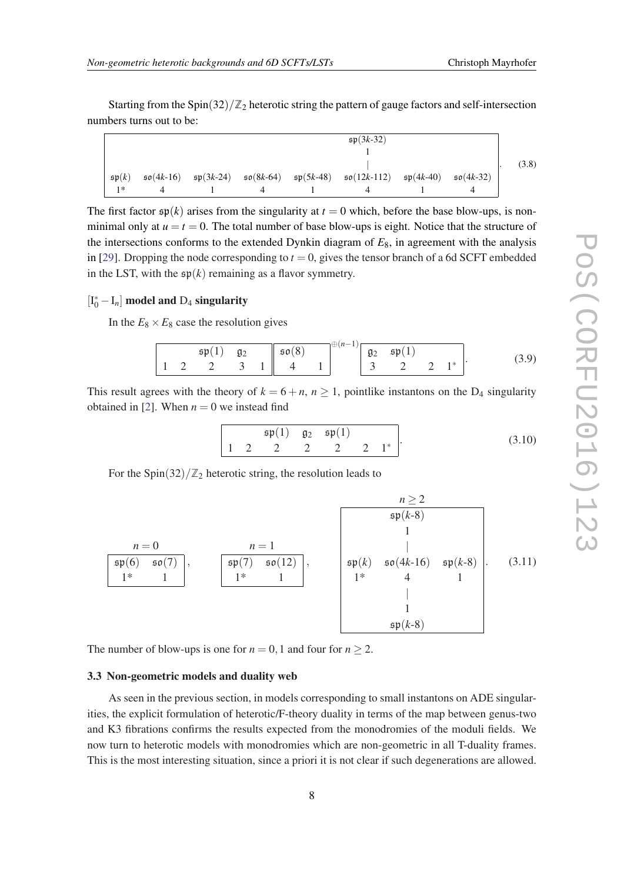Starting from the $\mathrm{Spin}(32)/\mathbb{Z}_2$ heterotic string the pattern of gauge factors and self-intersection numbers turns out to be:

$$\begin{array}{cccccccc} & & & & & \mathfrak{sp}(3k\text{-}32) & & \\ & & & & & 1 & & \\ & & & & & | & & \\ \mathfrak{sp}(k) & \mathfrak{so}(4k\text{-}16) & \mathfrak{sp}(3k\text{-}24) & \mathfrak{so}(8k\text{-}64) & \mathfrak{sp}(5k\text{-}48) & \mathfrak{so}(12k\text{-}112) & \mathfrak{sp}(4k\text{-}40) & \mathfrak{so}(4k\text{-}32) \\ 1^* & 4 & 1 & 4 & 1 & 4 & 1 & 4 \end{array} \quad (3.8)$$

The first factor $\mathfrak{sp}(k)$ arises from the singularity at $t=0$ which, before the base blow-ups, is non-minimal only at $u=t=0$. The total number of base blow-ups is eight. Notice that the structure of the intersections conforms to the extended Dynkin diagram of $E_8$, in agreement with the analysis in [29]. Dropping the node corresponding to $t=0$, gives the tensor branch of a 6d SCFT embedded in the LST, with the $\mathfrak{sp}(k)$ remaining as a flavor symmetry.

### $[\mathrm{I}_0^* - \mathrm{I}_n]$ model and $\mathrm{D}_4$ singularity

In the $E_8 \times E_8$ case the resolution gives

$$\begin{array}{ccccc} & & \mathfrak{sp}(1) & \mathfrak{g}_2 & \\ 1 & 2 & 2 & 3 & 1 \end{array} \left[\begin{array}{cc} \mathfrak{so}(8) & \\ 4 & 1 \end{array}\right]^{\oplus(n-1)} \begin{array}{cccc} \mathfrak{g}_2 & \mathfrak{sp}(1) & & \\ 3 & 2 & 2 & 1^* \end{array} . \quad (3.9)$$

This result agrees with the theory of $k=6+n$, $n \geq 1$, pointlike instantons on the $\mathrm{D}_4$ singularity obtained in [2]. When $n=0$ we instead find

$$\begin{array}{ccccccc} & & \mathfrak{sp}(1) & \mathfrak{g}_2 & \mathfrak{sp}(1) & & \\ 1 & 2 & 2 & 2 & 2 & 2 & 1^* \end{array} . \quad (3.10)$$

For the $\mathrm{Spin}(32)/\mathbb{Z}_2$ heterotic string, the resolution leads to

$$\overset{n=0}{\begin{array}{cc} \mathfrak{sp}(6) & \mathfrak{so}(7) \\ 1^* & 1 \end{array}}, \qquad \overset{n=1}{\begin{array}{cc} \mathfrak{sp}(7) & \mathfrak{so}(12) \\ 1^* & 1 \end{array}}, \qquad \overset{n\geq 2}{\begin{array}{ccc} & \mathfrak{sp}(k\text{-}8) & \\ & 1 & \\ & | & \\ \mathfrak{sp}(k) & \mathfrak{so}(4k\text{-}16) & \mathfrak{sp}(k\text{-}8) \\ 1^* & 4 & 1 \\ & | & \\ & 1 & \\ & \mathfrak{sp}(k\text{-}8) & \end{array}} . \quad (3.11)$$

The number of blow-ups is one for $n=0,1$ and four for $n \geq 2$.

### 3.3 Non-geometric models and duality web

As seen in the previous section, in models corresponding to small instantons on ADE singularities, the explicit formulation of heterotic/F-theory duality in terms of the map between genus-two and K3 fibrations confirms the results expected from the monodromies of the moduli fields. We now turn to heterotic models with monodromies which are non-geometric in all T-duality frames. This is the most interesting situation, since a priori it is not clear if such degenerations are allowed.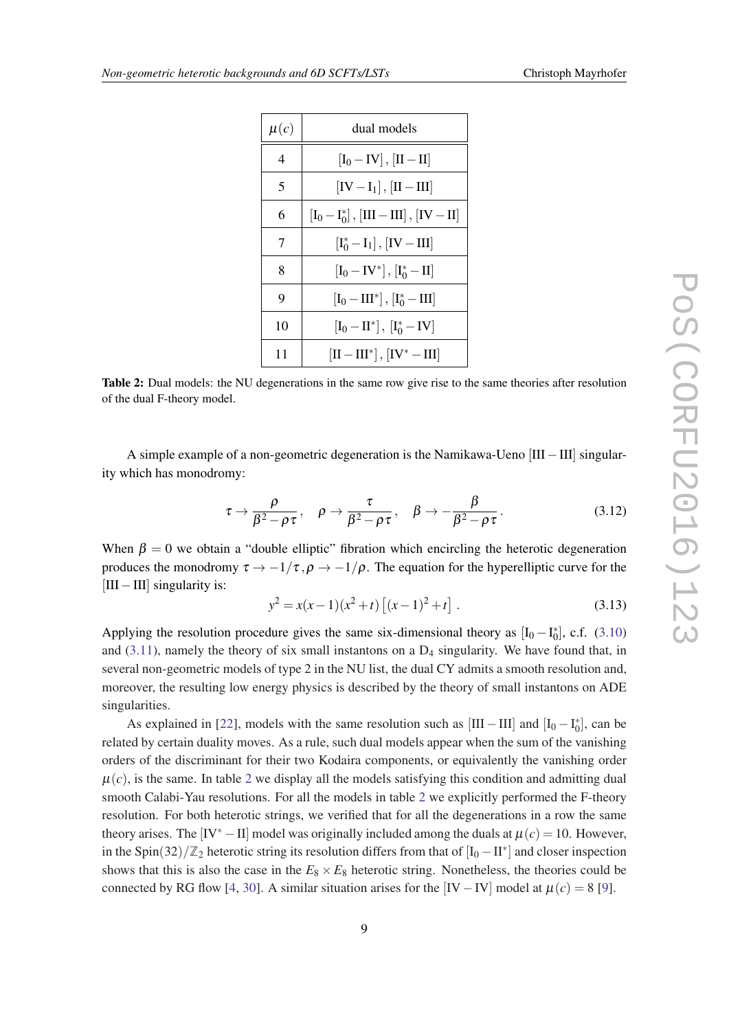| $\mu(c)$ | dual models |
|---|---|
| 4 | $[\mathrm{I}_0 - \mathrm{IV}]$, $[\mathrm{II} - \mathrm{II}]$ |
| 5 | $[\mathrm{IV} - \mathrm{I}_1]$, $[\mathrm{II} - \mathrm{III}]$ |
| 6 | $[\mathrm{I}_0 - \mathrm{I}_0^*]$, $[\mathrm{III} - \mathrm{III}]$, $[\mathrm{IV} - \mathrm{II}]$ |
| 7 | $[\mathrm{I}_0^* - \mathrm{I}_1]$, $[\mathrm{IV} - \mathrm{III}]$ |
| 8 | $[\mathrm{I}_0 - \mathrm{IV}^*]$, $[\mathrm{I}_0^* - \mathrm{II}]$ |
| 9 | $[\mathrm{I}_0 - \mathrm{III}^*]$, $[\mathrm{I}_0^* - \mathrm{III}]$ |
| 10 | $[\mathrm{I}_0 - \mathrm{II}^*]$, $[\mathrm{I}_0^* - \mathrm{IV}]$ |
| 11 | $[\mathrm{II} - \mathrm{III}^*]$, $[\mathrm{IV}^* - \mathrm{III}]$ |

**Table 2:** Dual models: the NU degenerations in the same row give rise to the same theories after resolution of the dual F-theory model.

A simple example of a non-geometric degeneration is the Namikawa-Ueno $[\mathrm{III} - \mathrm{III}]$ singularity which has monodromy:

$$\tau \to \frac{\rho}{\beta^2 - \rho\tau}, \quad \rho \to \frac{\tau}{\beta^2 - \rho\tau}, \quad \beta \to -\frac{\beta}{\beta^2 - \rho\tau}. \tag{3.12}$$

When $\beta = 0$ we obtain a "double elliptic" fibration which encircling the heterotic degeneration produces the monodromy $\tau \to -1/\tau, \rho \to -1/\rho$. The equation for the hyperelliptic curve for the $[\mathrm{III} - \mathrm{III}]$ singularity is:

$$y^2 = x(x-1)(x^2+t)\left[(x-1)^2 + t\right]. \tag{3.13}$$

Applying the resolution procedure gives the same six-dimensional theory as $[\mathrm{I}_0 - \mathrm{I}_0^*]$, c.f. (3.10) and (3.11), namely the theory of six small instantons on a $\mathrm{D}_4$ singularity. We have found that, in several non-geometric models of type 2 in the NU list, the dual CY admits a smooth resolution and, moreover, the resulting low energy physics is described by the theory of small instantons on ADE singularities.

As explained in [22], models with the same resolution such as $[\mathrm{III} - \mathrm{III}]$ and $[\mathrm{I}_0 - \mathrm{I}_0^*]$, can be related by certain duality moves. As a rule, such dual models appear when the sum of the vanishing orders of the discriminant for their two Kodaira components, or equivalently the vanishing order $\mu(c)$, is the same. In table 2 we display all the models satisfying this condition and admitting dual smooth Calabi-Yau resolutions. For all the models in table 2 we explicitly performed the F-theory resolution. For both heterotic strings, we verified that for all the degenerations in a row the same theory arises. The $[\mathrm{IV}^* - \mathrm{II}]$ model was originally included among the duals at $\mu(c) = 10$. However, in the $\mathrm{Spin}(32)/\mathbb{Z}_2$ heterotic string its resolution differs from that of $[\mathrm{I}_0 - \mathrm{II}^*]$ and closer inspection shows that this is also the case in the $E_8 \times E_8$ heterotic string. Nonetheless, the theories could be connected by RG flow [4, 30]. A similar situation arises for the $[\mathrm{IV} - \mathrm{IV}]$ model at $\mu(c) = 8$ [9].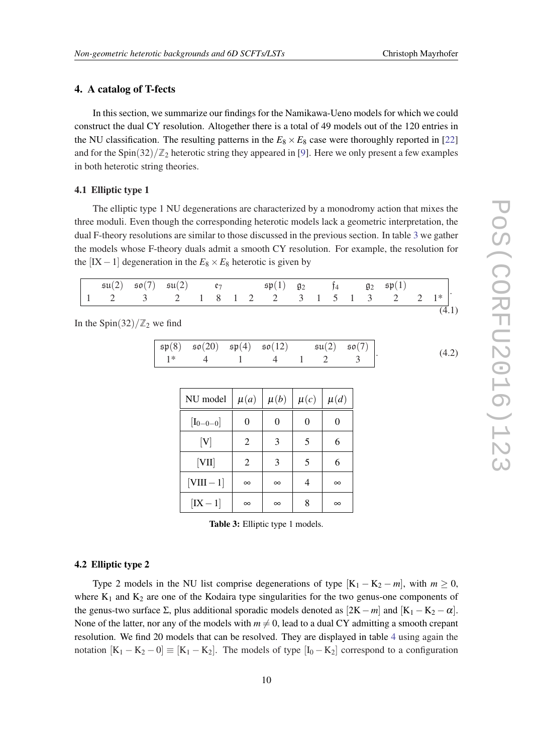## 4. A catalog of T-fects

In this section, we summarize our findings for the Namikawa-Ueno models for which we could construct the dual CY resolution. Altogether there is a total of 49 models out of the 120 entries in the NU classification. The resulting patterns in the $E_8 \times E_8$ case were thoroughly reported in [22] and for the $\mathrm{Spin}(32)/\mathbb{Z}_2$ heterotic string they appeared in [9]. Here we only present a few examples in both heterotic string theories.

### 4.1 Elliptic type 1

The elliptic type 1 NU degenerations are characterized by a monodromy action that mixes the three moduli. Even though the corresponding heterotic models lack a geometric interpretation, the dual F-theory resolutions are similar to those discussed in the previous section. In table 3 we gather the models whose F-theory duals admit a smooth CY resolution. For example, the resolution for the $[\mathrm{IX}-1]$ degeneration in the $E_8 \times E_8$ heterotic is given by

$$\boxed{\begin{array}{ccccccccccccccc} & \mathfrak{su}(2) & \mathfrak{so}(7) & \mathfrak{su}(2) & & \mathfrak{e}_7 & & & \mathfrak{sp}(1) & \mathfrak{g}_2 & & \mathfrak{f}_4 & & \mathfrak{g}_2 & \mathfrak{sp}(1) & & \\ 1 & 2 & 3 & 2 & 1 & 8 & 1 & 2 & 2 & 3 & 1 & 5 & 1 & 3 & 2 & 2 & 1^* \end{array}}\,. \tag{4.1}$$

In the $\mathrm{Spin}(32)/\mathbb{Z}_2$ we find

$$\boxed{\begin{array}{ccccccc} \mathfrak{sp}(8) & \mathfrak{so}(20) & \mathfrak{sp}(4) & \mathfrak{so}(12) & & \mathfrak{su}(2) & \mathfrak{so}(7) \\ 1^* & 4 & 1 & 4 & 1 & 2 & 3 \end{array}}\,. \tag{4.2}$$

| NU model | $\mu(a)$ | $\mu(b)$ | $\mu(c)$ | $\mu(d)$ |
|---|---|---|---|---|
| $[\mathrm{I}_{0-0-0}]$ | 0 | 0 | 0 | 0 |
| $[\mathrm{V}]$ | 2 | 3 | 5 | 6 |
| $[\mathrm{VII}]$ | 2 | 3 | 5 | 6 |
| $[\mathrm{VIII}-1]$ | $\infty$ | $\infty$ | 4 | $\infty$ |
| $[\mathrm{IX}-1]$ | $\infty$ | $\infty$ | 8 | $\infty$ |

**Table 3:** Elliptic type 1 models.

### 4.2 Elliptic type 2

Type 2 models in the NU list comprise degenerations of type $[\mathrm{K}_1-\mathrm{K}_2-m]$, with $m \geq 0$, where $\mathrm{K}_1$ and $\mathrm{K}_2$ are one of the Kodaira type singularities for the two genus-one components of the genus-two surface $\Sigma$, plus additional sporadic models denoted as $[2\mathrm{K}-m]$ and $[\mathrm{K}_1-\mathrm{K}_2-\alpha]$. None of the latter, nor any of the models with $m \neq 0$, lead to a dual CY admitting a smooth crepant resolution. We find 20 models that can be resolved. They are displayed in table 4 using again the notation $[\mathrm{K}_1-\mathrm{K}_2-0] \equiv [\mathrm{K}_1-\mathrm{K}_2]$. The models of type $[\mathrm{I}_0-\mathrm{K}_2]$ correspond to a configuration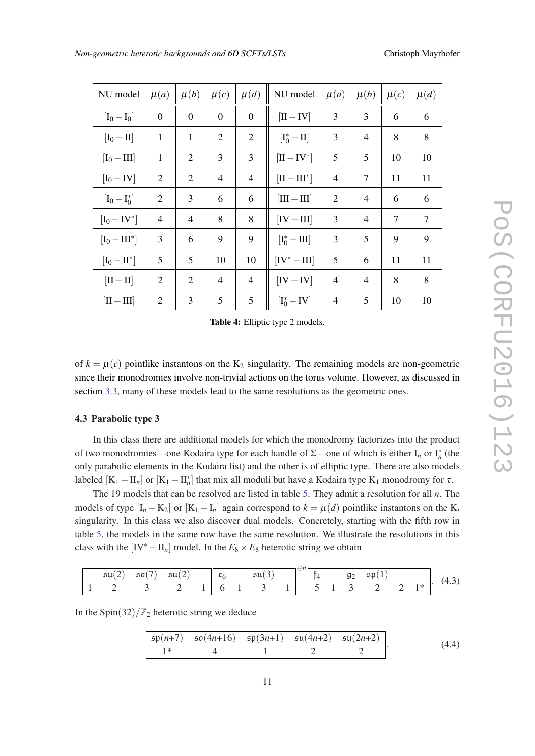| NU model | $\mu(a)$ | $\mu(b)$ | $\mu(c)$ | $\mu(d)$ | NU model | $\mu(a)$ | $\mu(b)$ | $\mu(c)$ | $\mu(d)$ |
|---|---|---|---|---|---|---|---|---|---|
| $[\mathrm{I}_0 - \mathrm{I}_0]$ | 0 | 0 | 0 | 0 | $[\mathrm{II} - \mathrm{IV}]$ | 3 | 3 | 6 | 6 |
| $[\mathrm{I}_0 - \mathrm{II}]$ | 1 | 1 | 2 | 2 | $[\mathrm{I}_0^* - \mathrm{II}]$ | 3 | 4 | 8 | 8 |
| $[\mathrm{I}_0 - \mathrm{III}]$ | 1 | 2 | 3 | 3 | $[\mathrm{II} - \mathrm{IV}^*]$ | 5 | 5 | 10 | 10 |
| $[\mathrm{I}_0 - \mathrm{IV}]$ | 2 | 2 | 4 | 4 | $[\mathrm{II} - \mathrm{III}^*]$ | 4 | 7 | 11 | 11 |
| $[\mathrm{I}_0 - \mathrm{I}_0^*]$ | 2 | 3 | 6 | 6 | $[\mathrm{III} - \mathrm{III}]$ | 2 | 4 | 6 | 6 |
| $[\mathrm{I}_0 - \mathrm{IV}^*]$ | 4 | 4 | 8 | 8 | $[\mathrm{IV} - \mathrm{III}]$ | 3 | 4 | 7 | 7 |
| $[\mathrm{I}_0 - \mathrm{III}^*]$ | 3 | 6 | 9 | 9 | $[\mathrm{I}_0^* - \mathrm{III}]$ | 3 | 5 | 9 | 9 |
| $[\mathrm{I}_0 - \mathrm{II}^*]$ | 5 | 5 | 10 | 10 | $[\mathrm{IV}^* - \mathrm{III}]$ | 5 | 6 | 11 | 11 |
| $[\mathrm{II} - \mathrm{II}]$ | 2 | 2 | 4 | 4 | $[\mathrm{IV} - \mathrm{IV}]$ | 4 | 4 | 8 | 8 |
| $[\mathrm{II} - \mathrm{III}]$ | 2 | 3 | 5 | 5 | $[\mathrm{I}_0^* - \mathrm{IV}]$ | 4 | 5 | 10 | 10 |

**Table 4:** Elliptic type 2 models.

of $k = \mu(c)$ pointlike instantons on the $\mathrm{K}_2$ singularity. The remaining models are non-geometric since their monodromies involve non-trivial actions on the torus volume. However, as discussed in section 3.3, many of these models lead to the same resolutions as the geometric ones.

### 4.3 Parabolic type 3

In this class there are additional models for which the monodromy factorizes into the product of two monodromies—one Kodaira type for each handle of $\Sigma$—one of which is either $\mathrm{I}_n$ or $\mathrm{I}_n^*$ (the only parabolic elements in the Kodaira list) and the other is of elliptic type. There are also models labeled $[\mathrm{K}_1 - \mathrm{II}_n]$ or $[\mathrm{K}_1 - \mathrm{II}_n^*]$ that mix all moduli but have a Kodaira type $\mathrm{K}_1$ monodromy for $\tau$.

The 19 models that can be resolved are listed in table 5. They admit a resolution for all $n$. The models of type $[\mathrm{I}_n - \mathrm{K}_2]$ or $[\mathrm{K}_1 - \mathrm{I}_n]$ again correspond to $k = \mu(d)$ pointlike instantons on the $\mathrm{K}_i$ singularity. In this class we also discover dual models. Concretely, starting with the fifth row in table 5, the models in the same row have the same resolution. We illustrate the resolutions in this class with the $[\mathrm{IV}^* - \mathrm{II}_n]$ model. In the $E_8 \times E_8$ heterotic string we obtain

$$\left[\begin{array}{ccccc|cccc|cccccc} & \mathfrak{su}(2) & \mathfrak{so}(7) & \mathfrak{su}(2) & & \mathfrak{e}_6 & & \mathfrak{su}(3) & & \mathfrak{f}_4 & & \mathfrak{g}_2 & \mathfrak{sp}(1) & & \\ 1 & 2 & 3 & 2 & 1 & 6 & 1 & 3 & 1 & 5 & 1 & 3 & 2 & 2 & 1^* \end{array}\right] \quad \text{with the middle block } \oplus n . \tag{4.3}$$

In the $\mathrm{Spin}(32)/\mathbb{Z}_2$ heterotic string we deduce

$$\left[\begin{array}{ccccc} \mathfrak{sp}(n{+}7) & \mathfrak{so}(4n{+}16) & \mathfrak{sp}(3n{+}1) & \mathfrak{su}(4n{+}2) & \mathfrak{su}(2n{+}2) \\ 1^* & 4 & 1 & 2 & 2 \end{array}\right]. \tag{4.4}$$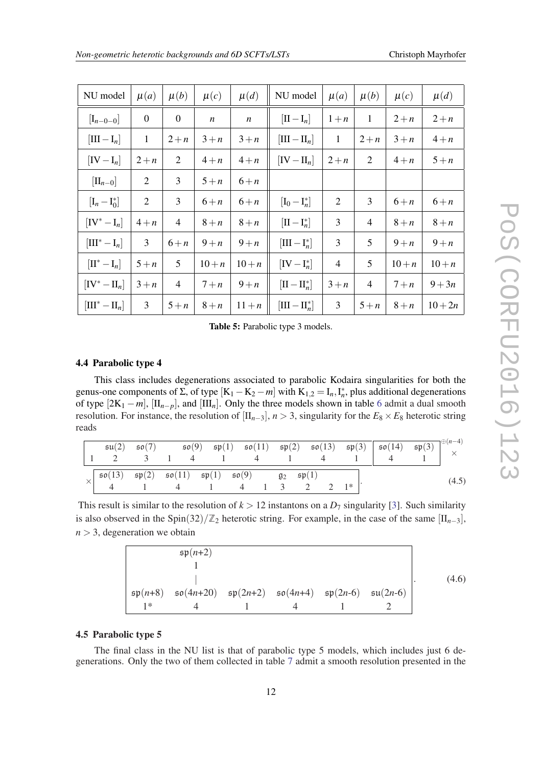| NU model | $\mu(a)$ | $\mu(b)$ | $\mu(c)$ | $\mu(d)$ | NU model | $\mu(a)$ | $\mu(b)$ | $\mu(c)$ | $\mu(d)$ |
|---|---|---|---|---|---|---|---|---|---|
| $[\mathrm{I}_{n-0-0}]$ | 0 | 0 | $n$ | $n$ | $[\mathrm{II}-\mathrm{I}_n]$ | $1+n$ | 1 | $2+n$ | $2+n$ |
| $[\mathrm{III}-\mathrm{I}_n]$ | 1 | $2+n$ | $3+n$ | $3+n$ | $[\mathrm{III}-\mathrm{II}_n]$ | 1 | $2+n$ | $3+n$ | $4+n$ |
| $[\mathrm{IV}-\mathrm{I}_n]$ | $2+n$ | 2 | $4+n$ | $4+n$ | $[\mathrm{IV}-\mathrm{II}_n]$ | $2+n$ | 2 | $4+n$ | $5+n$ |
| $[\mathrm{II}_{n-0}]$ | 2 | 3 | $5+n$ | $6+n$ | | | | | |
| $[\mathrm{I}_n-\mathrm{I}_0^*]$ | 2 | 3 | $6+n$ | $6+n$ | $[\mathrm{I}_0-\mathrm{I}_n^*]$ | 2 | 3 | $6+n$ | $6+n$ |
| $[\mathrm{IV}^*-\mathrm{I}_n]$ | $4+n$ | 4 | $8+n$ | $8+n$ | $[\mathrm{II}-\mathrm{I}_n^*]$ | 3 | 4 | $8+n$ | $8+n$ |
| $[\mathrm{III}^*-\mathrm{I}_n]$ | 3 | $6+n$ | $9+n$ | $9+n$ | $[\mathrm{III}-\mathrm{I}_n^*]$ | 3 | 5 | $9+n$ | $9+n$ |
| $[\mathrm{II}^*-\mathrm{I}_n]$ | $5+n$ | 5 | $10+n$ | $10+n$ | $[\mathrm{IV}-\mathrm{I}_n^*]$ | 4 | 5 | $10+n$ | $10+n$ |
| $[\mathrm{IV}^*-\mathrm{II}_n]$ | $3+n$ | 4 | $7+n$ | $9+n$ | $[\mathrm{II}-\mathrm{II}_n^*]$ | $3+n$ | 4 | $7+n$ | $9+3n$ |
| $[\mathrm{III}^*-\mathrm{II}_n]$ | 3 | $5+n$ | $8+n$ | $11+n$ | $[\mathrm{III}-\mathrm{II}_n^*]$ | 3 | $5+n$ | $8+n$ | $10+2n$ |

**Table 5:** Parabolic type 3 models.

### 4.4 Parabolic type 4

This class includes degenerations associated to parabolic Kodaira singularities for both the genus-one components of $\Sigma$, of type $[\mathrm{K}_1-\mathrm{K}_2-m]$ with $\mathrm{K}_{1,2}=\mathrm{I}_n,\mathrm{I}_n^*$, plus additional degenerations of type $[2\mathrm{K}_1-m]$, $[\mathrm{II}_{n-p}]$, and $[\mathrm{III}_n]$. Only the three models shown in table 6 admit a dual smooth resolution. For instance, the resolution of $[\mathrm{II}_{n-3}]$, $n>3$, singularity for the $E_8\times E_8$ heterotic string reads

$$
\boxed{\begin{array}{cccccccccc} & \mathfrak{su}(2) & \mathfrak{so}(7) & & \mathfrak{so}(9) & \mathfrak{sp}(1) & \mathfrak{so}(11) & \mathfrak{sp}(2) & \mathfrak{so}(13) & \mathfrak{sp}(3) \\ 1 & 2 & 3 & 1 & 4 & 1 & 4 & 1 & 4 & 1 \end{array}}\ \boxed{\begin{array}{cc} \mathfrak{so}(14) & \mathfrak{sp}(3) \\ 4 & 1 \end{array}}^{\oplus(n-4)} \times
$$
$$
\times \boxed{\begin{array}{ccccccccc} \mathfrak{so}(13) & \mathfrak{sp}(2) & \mathfrak{so}(11) & \mathfrak{sp}(1) & \mathfrak{so}(9) & & \mathfrak{g}_2 & \mathfrak{sp}(1) & \\ 4 & 1 & 4 & 1 & 4 & 1 & 3 & 2 & 2 \quad 1^* \end{array}}\,. \tag{4.5}
$$

This result is similar to the resolution of $k>12$ instantons on a $D_7$ singularity [3]. Such similarity is also observed in the $\mathrm{Spin}(32)/\mathbb{Z}_2$ heterotic string. For example, in the case of the same $[\mathrm{II}_{n-3}]$, $n>3$, degeneration we obtain

$$
\boxed{\begin{array}{cccccc} & \mathfrak{sp}(n{+}2) & & & & \\ & 1 & & & & \\ & | & & & & \\ \mathfrak{sp}(n{+}8) & \mathfrak{so}(4n{+}20) & \mathfrak{sp}(2n{+}2) & \mathfrak{so}(4n{+}4) & \mathfrak{sp}(2n\text{-}6) & \mathfrak{su}(2n\text{-}6) \\ 1^* & 4 & 1 & 4 & 1 & 2 \end{array}}\,. \tag{4.6}
$$

### 4.5 Parabolic type 5

The final class in the NU list is that of parabolic type 5 models, which includes just 6 degenerations. Only the two of them collected in table 7 admit a smooth resolution presented in the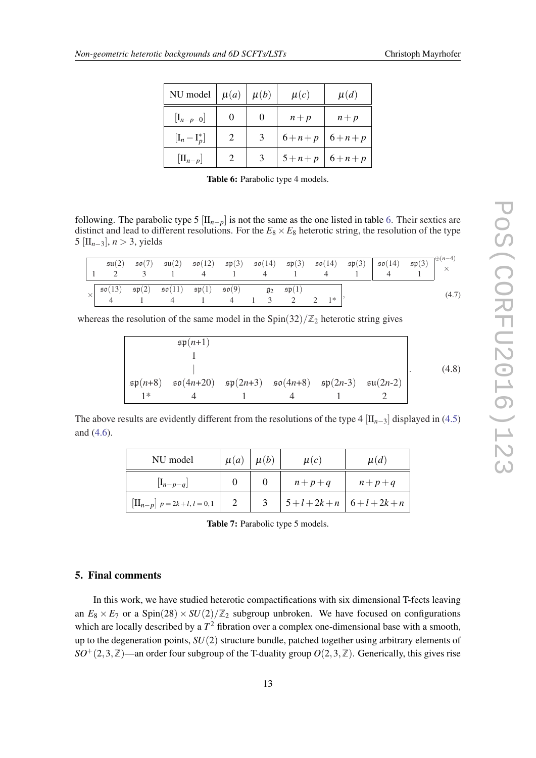| NU model | $\mu(a)$ | $\mu(b)$ | $\mu(c)$ | $\mu(d)$ |
|---|---|---|---|---|
| $[\mathrm{I}_{n-p-0}]$ | 0 | 0 | $n+p$ | $n+p$ |
| $[\mathrm{I}_n - \mathrm{I}_p^*]$ | 2 | 3 | $6+n+p$ | $6+n+p$ |
| $[\mathrm{II}_{n-p}]$ | 2 | 3 | $5+n+p$ | $6+n+p$ |

**Table 6:** Parabolic type 4 models.

following. The parabolic type 5 $[\mathrm{II}_{n-p}]$ is not the same as the one listed in table 6. Their sextics are distinct and lead to different resolutions. For the $E_8 \times E_8$ heterotic string, the resolution of the type 5 $[\mathrm{II}_{n-3}]$, $n > 3$, yields

$$\begin{array}{|ccccccccccc|cc|} & \mathfrak{su}(2) & \mathfrak{so}(7) & \mathfrak{su}(2) & \mathfrak{so}(12) & \mathfrak{sp}(3) & \mathfrak{so}(14) & \mathfrak{sp}(3) & \mathfrak{so}(14) & \mathfrak{sp}(3) & & \mathfrak{so}(14) & \mathfrak{sp}(3) \\ 1 & 2 & 3 & 1 & 4 & 1 & 4 & 1 & 4 & 1 & & 4 & 1 \end{array}^{\oplus(n-4)} \times$$
$$\times \begin{array}{|ccccccccc|} \mathfrak{so}(13) & \mathfrak{sp}(2) & \mathfrak{so}(11) & \mathfrak{sp}(1) & \mathfrak{so}(9) & & \mathfrak{g}_2 & \mathfrak{sp}(1) & \\ 4 & 1 & 4 & 1 & 4 & 1 & 3 & 2 & 2 \;\; 1^* \end{array}, \tag{4.7}$$

whereas the resolution of the same model in the $\mathrm{Spin}(32)/\mathbb{Z}_2$ heterotic string gives

$$\begin{array}{|cccccc|} & \mathfrak{sp}(n{+}1) & & & & \\ & 1 & & & & \\ & | & & & & \\ \mathfrak{sp}(n{+}8) & \mathfrak{so}(4n{+}20) & \mathfrak{sp}(2n{+}3) & \mathfrak{so}(4n{+}8) & \mathfrak{sp}(2n\text{-}3) & \mathfrak{su}(2n\text{-}2) \\ 1^* & 4 & 1 & 4 & 1 & 2 \end{array}. \tag{4.8}$$

The above results are evidently different from the resolutions of the type 4 $[\mathrm{II}_{n-3}]$ displayed in (4.5) and (4.6).

| NU model | $\mu(a)$ | $\mu(b)$ | $\mu(c)$ | $\mu(d)$ |
|---|---|---|---|---|
| $[\mathrm{I}_{n-p-q}]$ | 0 | 0 | $n+p+q$ | $n+p+q$ |
| $[\mathrm{II}_{n-p}]$ $p=2k+l,\, l=0,1$ | 2 | 3 | $5+l+2k+n$ | $6+l+2k+n$ |

**Table 7:** Parabolic type 5 models.

## 5. Final comments

In this work, we have studied heterotic compactifications with six dimensional T-fects leaving an $E_8 \times E_7$ or a $\mathrm{Spin}(28) \times SU(2)/\mathbb{Z}_2$ subgroup unbroken. We have focused on configurations which are locally described by a $T^2$ fibration over a complex one-dimensional base with a smooth, up to the degeneration points, $SU(2)$ structure bundle, patched together using arbitrary elements of $SO^+(2,3,\mathbb{Z})$—an order four subgroup of the T-duality group $O(2,3,\mathbb{Z})$. Generically, this gives rise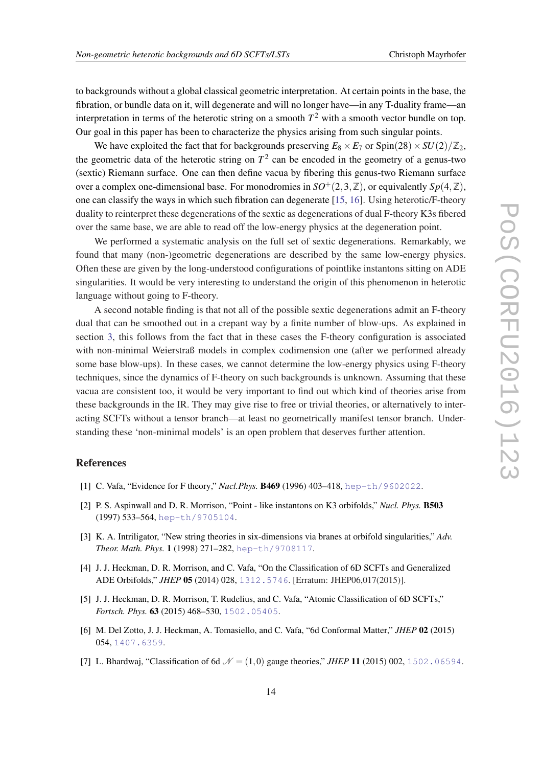to backgrounds without a global classical geometric interpretation. At certain points in the base, the fibration, or bundle data on it, will degenerate and will no longer have—in any T-duality frame—an interpretation in terms of the heterotic string on a smooth $T^2$ with a smooth vector bundle on top. Our goal in this paper has been to characterize the physics arising from such singular points.

We have exploited the fact that for backgrounds preserving $E_8 \times E_7$ or $\mathrm{Spin}(28) \times SU(2)/\mathbb{Z}_2$, the geometric data of the heterotic string on $T^2$ can be encoded in the geometry of a genus-two (sextic) Riemann surface. One can then define vacua by fibering this genus-two Riemann surface over a complex one-dimensional base. For monodromies in $SO^+(2,3,\mathbb{Z})$, or equivalently $Sp(4,\mathbb{Z})$, one can classify the ways in which such fibration can degenerate [15, 16]. Using heterotic/F-theory duality to reinterpret these degenerations of the sextic as degenerations of dual F-theory K3s fibered over the same base, we are able to read off the low-energy physics at the degeneration point.

We performed a systematic analysis on the full set of sextic degenerations. Remarkably, we found that many (non-)geometric degenerations are described by the same low-energy physics. Often these are given by the long-understood configurations of pointlike instantons sitting on ADE singularities. It would be very interesting to understand the origin of this phenomenon in heterotic language without going to F-theory.

A second notable finding is that not all of the possible sextic degenerations admit an F-theory dual that can be smoothed out in a crepant way by a finite number of blow-ups. As explained in section 3, this follows from the fact that in these cases the F-theory configuration is associated with non-minimal Weierstraß models in complex codimension one (after we performed already some base blow-ups). In these cases, we cannot determine the low-energy physics using F-theory techniques, since the dynamics of F-theory on such backgrounds is unknown. Assuming that these vacua are consistent too, it would be very important to find out which kind of theories arise from these backgrounds in the IR. They may give rise to free or trivial theories, or alternatively to interacting SCFTs without a tensor branch—at least no geometrically manifest tensor branch. Understanding these 'non-minimal models' is an open problem that deserves further attention.

## References

[1] C. Vafa, "Evidence for F theory," *Nucl.Phys.* **B469** (1996) 403–418, hep-th/9602022.

[2] P. S. Aspinwall and D. R. Morrison, "Point - like instantons on K3 orbifolds," *Nucl. Phys.* **B503** (1997) 533–564, hep-th/9705104.

[3] K. A. Intriligator, "New string theories in six-dimensions via branes at orbifold singularities," *Adv. Theor. Math. Phys.* **1** (1998) 271–282, hep-th/9708117.

[4] J. J. Heckman, D. R. Morrison, and C. Vafa, "On the Classification of 6D SCFTs and Generalized ADE Orbifolds," *JHEP* **05** (2014) 028, 1312.5746. [Erratum: JHEP06,017(2015)].

[5] J. J. Heckman, D. R. Morrison, T. Rudelius, and C. Vafa, "Atomic Classification of 6D SCFTs," *Fortsch. Phys.* **63** (2015) 468–530, 1502.05405.

[6] M. Del Zotto, J. J. Heckman, A. Tomasiello, and C. Vafa, "6d Conformal Matter," *JHEP* **02** (2015) 054, 1407.6359.

[7] L. Bhardwaj, "Classification of 6d $\mathcal{N} = (1,0)$ gauge theories," *JHEP* **11** (2015) 002, 1502.06594.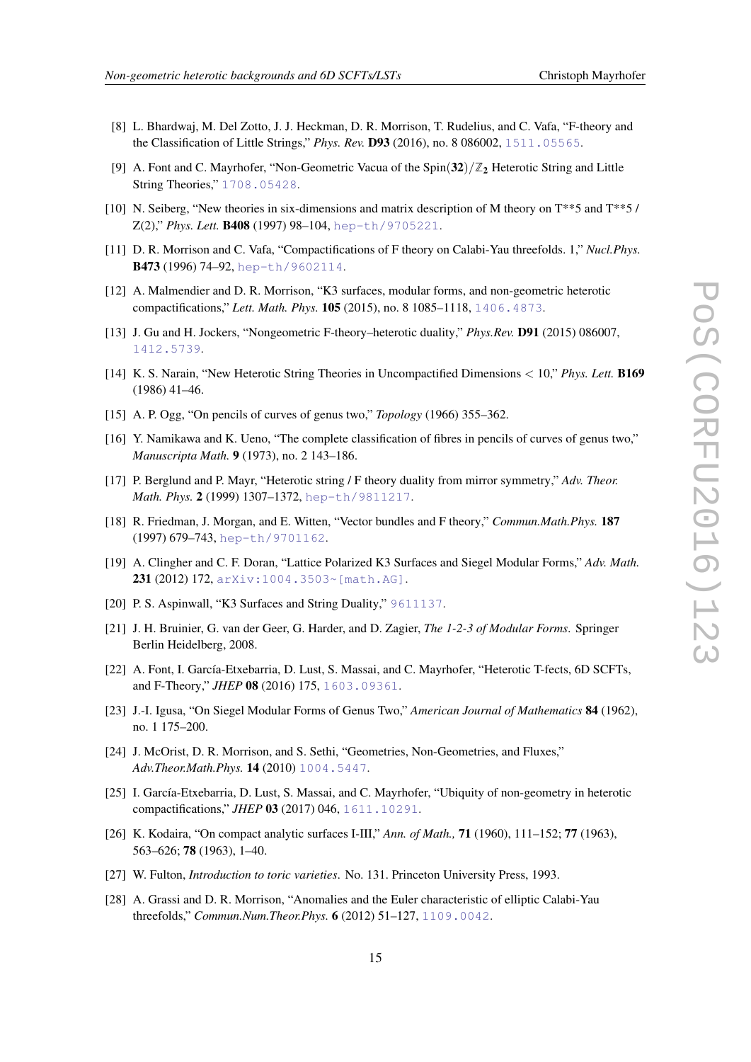- [8] L. Bhardwaj, M. Del Zotto, J. J. Heckman, D. R. Morrison, T. Rudelius, and C. Vafa, "F-theory and the Classification of Little Strings," *Phys. Rev.* **D93** (2016), no. 8 086002, 1511.05565.
- [9] A. Font and C. Mayrhofer, "Non-Geometric Vacua of the Spin$(\mathbf{32})/\mathbb{Z}_2$ Heterotic String and Little String Theories," 1708.05428.
- [10] N. Seiberg, "New theories in six-dimensions and matrix description of M theory on T**5 and T**5 / Z(2)," *Phys. Lett.* **B408** (1997) 98–104, hep-th/9705221.
- [11] D. R. Morrison and C. Vafa, "Compactifications of F theory on Calabi-Yau threefolds. 1," *Nucl.Phys.* **B473** (1996) 74–92, hep-th/9602114.
- [12] A. Malmendier and D. R. Morrison, "K3 surfaces, modular forms, and non-geometric heterotic compactifications," *Lett. Math. Phys.* **105** (2015), no. 8 1085–1118, 1406.4873.
- [13] J. Gu and H. Jockers, "Nongeometric F-theory–heterotic duality," *Phys.Rev.* **D91** (2015) 086007, 1412.5739.
- [14] K. S. Narain, "New Heterotic String Theories in Uncompactified Dimensions $< 10$," *Phys. Lett.* **B169** (1986) 41–46.
- [15] A. P. Ogg, "On pencils of curves of genus two," *Topology* (1966) 355–362.
- [16] Y. Namikawa and K. Ueno, "The complete classification of fibres in pencils of curves of genus two," *Manuscripta Math.* **9** (1973), no. 2 143–186.
- [17] P. Berglund and P. Mayr, "Heterotic string / F theory duality from mirror symmetry," *Adv. Theor. Math. Phys.* **2** (1999) 1307–1372, hep-th/9811217.
- [18] R. Friedman, J. Morgan, and E. Witten, "Vector bundles and F theory," *Commun.Math.Phys.* **187** (1997) 679–743, hep-th/9701162.
- [19] A. Clingher and C. F. Doran, "Lattice Polarized K3 Surfaces and Siegel Modular Forms," *Adv. Math.* **231** (2012) 172, arXiv:1004.3503~[math.AG].
- [20] P. S. Aspinwall, "K3 Surfaces and String Duality," 9611137.
- [21] J. H. Bruinier, G. van der Geer, G. Harder, and D. Zagier, *The 1-2-3 of Modular Forms*. Springer Berlin Heidelberg, 2008.
- [22] A. Font, I. García-Etxebarria, D. Lust, S. Massai, and C. Mayrhofer, "Heterotic T-fects, 6D SCFTs, and F-Theory," *JHEP* **08** (2016) 175, 1603.09361.
- [23] J.-I. Igusa, "On Siegel Modular Forms of Genus Two," *American Journal of Mathematics* **84** (1962), no. 1 175–200.
- [24] J. McOrist, D. R. Morrison, and S. Sethi, "Geometries, Non-Geometries, and Fluxes," *Adv.Theor.Math.Phys.* **14** (2010) 1004.5447.
- [25] I. García-Etxebarria, D. Lust, S. Massai, and C. Mayrhofer, "Ubiquity of non-geometry in heterotic compactifications," *JHEP* **03** (2017) 046, 1611.10291.
- [26] K. Kodaira, "On compact analytic surfaces I-III," *Ann. of Math.,* **71** (1960), 111–152; **77** (1963), 563–626; **78** (1963), 1–40.
- [27] W. Fulton, *Introduction to toric varieties*. No. 131. Princeton University Press, 1993.
- [28] A. Grassi and D. R. Morrison, "Anomalies and the Euler characteristic of elliptic Calabi-Yau threefolds," *Commun.Num.Theor.Phys.* **6** (2012) 51–127, 1109.0042.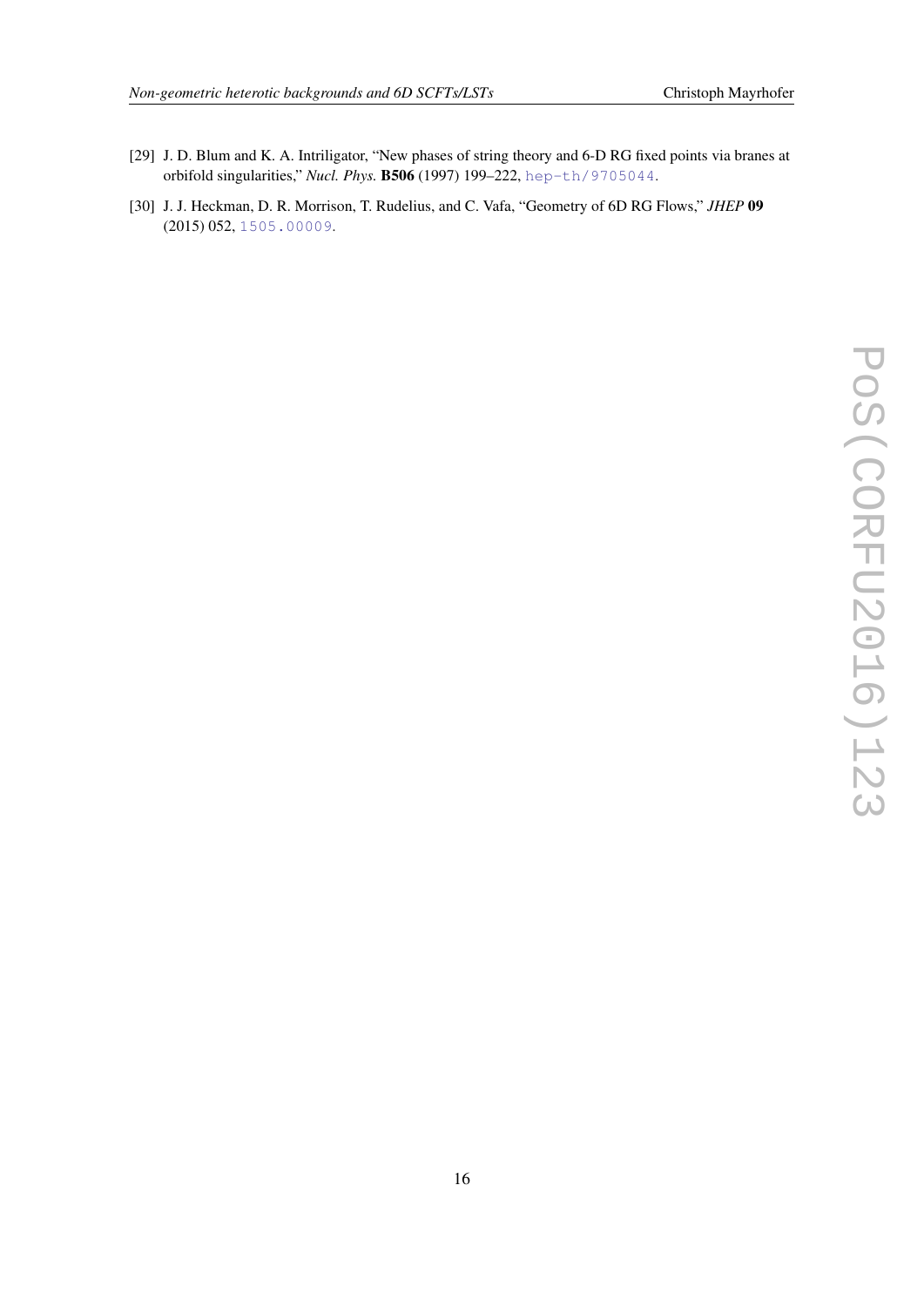[29] J. D. Blum and K. A. Intriligator, "New phases of string theory and 6-D RG fixed points via branes at orbifold singularities," *Nucl. Phys.* **B506** (1997) 199–222, hep-th/9705044.

[30] J. J. Heckman, D. R. Morrison, T. Rudelius, and C. Vafa, "Geometry of 6D RG Flows," *JHEP* **09** (2015) 052, 1505.00009.